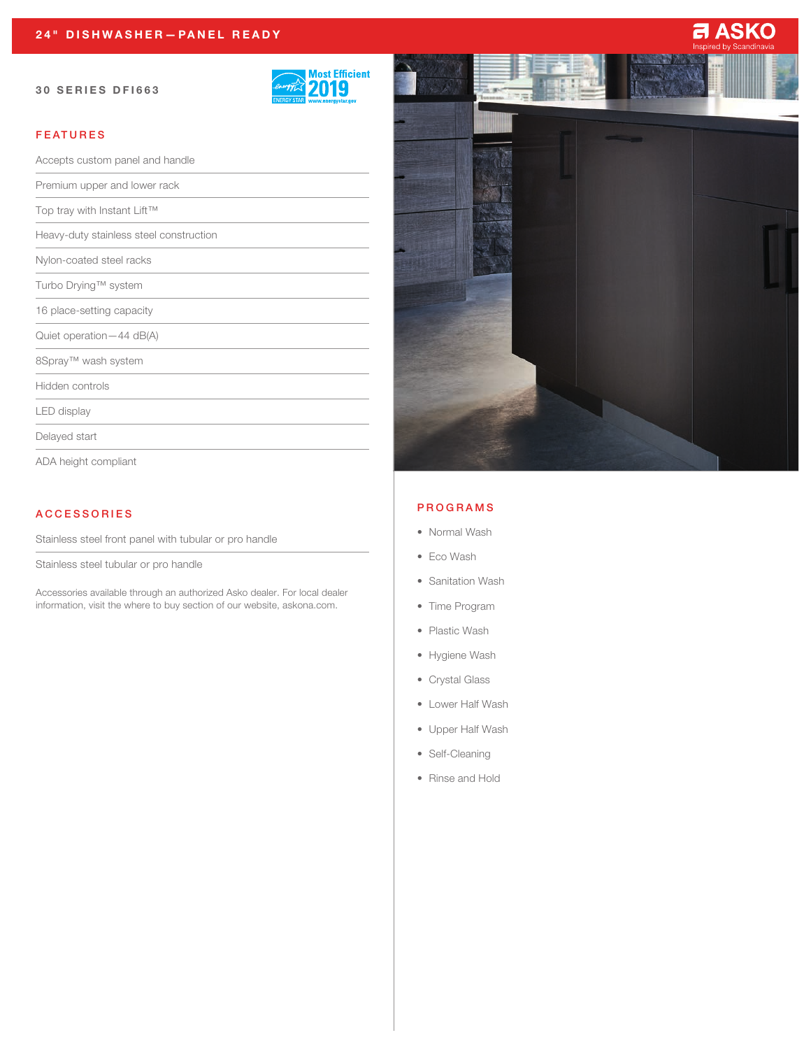# 24" DISHWASHER—PANEL READY

ASKO
Inspired by Scandinavia

## 30 SERIES DFI663

Most Efficient 2019
ENERGY STAR
www.energystar.gov

## FEATURES

- Accepts custom panel and handle
- Premium upper and lower rack
- Top tray with Instant Lift™
- Heavy-duty stainless steel construction
- Nylon-coated steel racks
- Turbo Drying™ system
- 16 place-setting capacity
- Quiet operation—44 dB(A)
- 8Spray™ wash system
- Hidden controls
- LED display
- Delayed start
- ADA height compliant

## ACCESSORIES

- Stainless steel front panel with tubular or pro handle
- Stainless steel tubular or pro handle

Accessories available through an authorized Asko dealer. For local dealer information, visit the where to buy section of our website, askona.com.

## PROGRAMS

- Normal Wash
- Eco Wash
- Sanitation Wash
- Time Program
- Plastic Wash
- Hygiene Wash
- Crystal Glass
- Lower Half Wash
- Upper Half Wash
- Self-Cleaning
- Rinse and Hold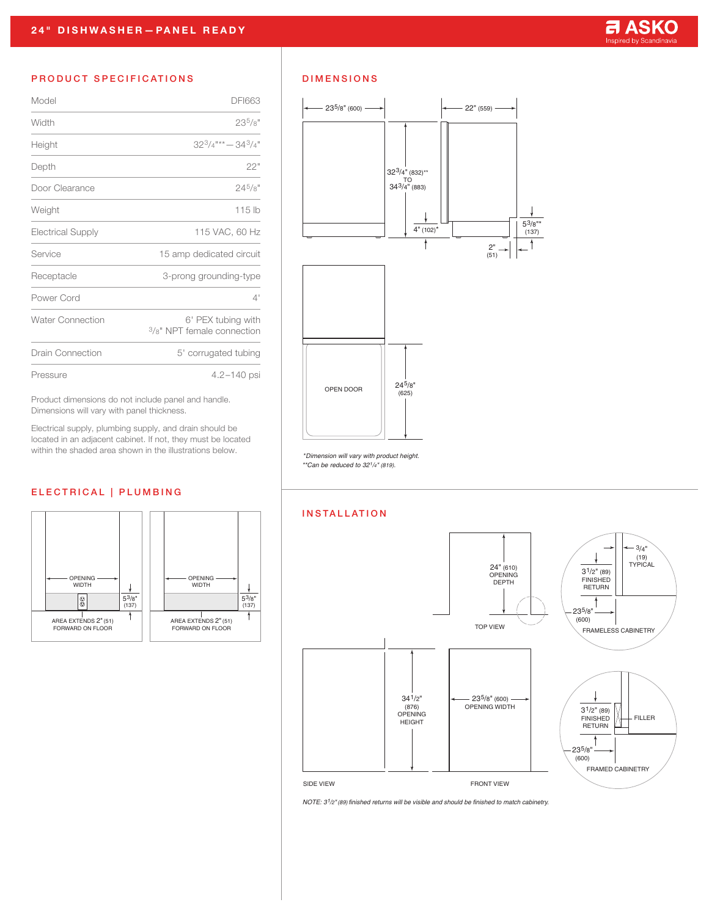# 24" DISHWASHER—PANEL READY

## PRODUCT SPECIFICATIONS

| | |
|---|---|
| Model | DFI663 |
| Width | 23 5/8" |
| Height | 32 3/4"** — 34 3/4" |
| Depth | 22" |
| Door Clearance | 24 5/8" |
| Weight | 115 lb |
| Electrical Supply | 115 VAC, 60 Hz |
| Service | 15 amp dedicated circuit |
| Receptacle | 3-prong grounding-type |
| Power Cord | 4' |
| Water Connection | 6' PEX tubing with 3/8" NPT female connection |
| Drain Connection | 5' corrugated tubing |
| Pressure | 4.2–140 psi |

Product dimensions do not include panel and handle. Dimensions will vary with panel thickness.

Electrical supply, plumbing supply, and drain should be located in an adjacent cabinet. If not, they must be located within the shaded area shown in the illustrations below.

## ELECTRICAL | PLUMBING

OPENING WIDTH
5 3/8" (137)
AREA EXTENDS 2" (51) FORWARD ON FLOOR

OPENING WIDTH
5 3/8" (137)
AREA EXTENDS 2" (51) FORWARD ON FLOOR

## DIMENSIONS

23 5/8" (600)
22" (559)
32 3/4" (832)** TO 34 3/4" (883)
4" (102)*
5 3/8"** (137)
2" (51)
OPEN DOOR
24 5/8" (625)

*Dimension will vary with product height.
**Can be reduced to 32 1/4" (819).

## INSTALLATION

24" (610) OPENING DEPTH
TOP VIEW
3/4" (19) TYPICAL
3 1/2" (89) FINISHED RETURN
23 5/8" (600)
FRAMELESS CABINETRY

34 1/2" (876) OPENING HEIGHT
23 5/8" (600) OPENING WIDTH
SIDE VIEW
FRONT VIEW

3 1/2" (89) FINISHED RETURN
FILLER
23 5/8" (600)
FRAMED CABINETRY

NOTE: 3 1/2" (89) finished returns will be visible and should be finished to match cabinetry.